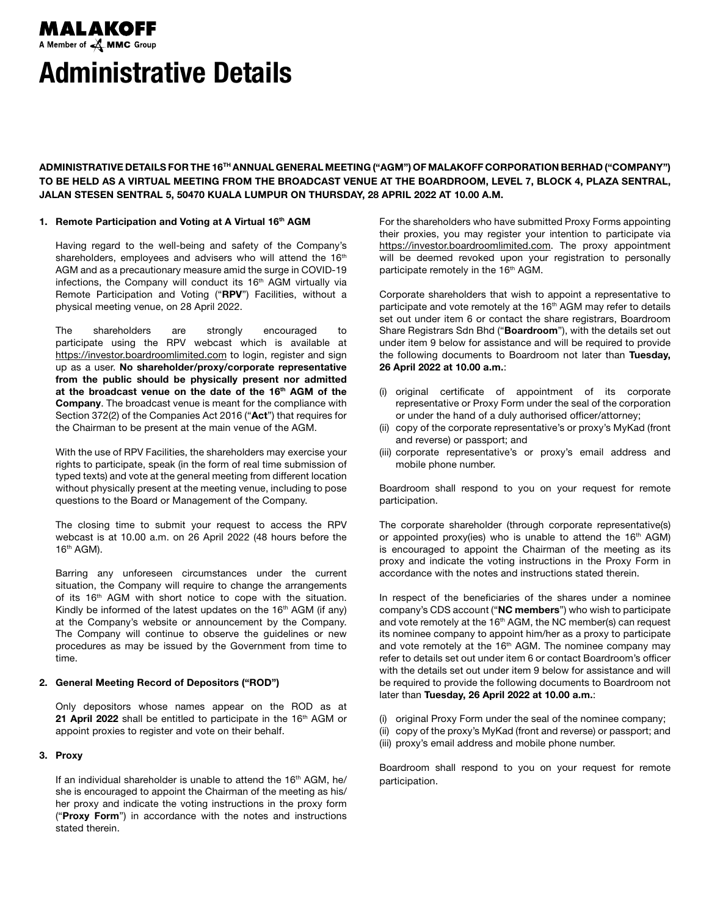**MALAKOFF**
A Member of MMC Group

# Administrative Details

**ADMINISTRATIVE DETAILS FOR THE 16TH ANNUAL GENERAL MEETING ("AGM") OF MALAKOFF CORPORATION BERHAD ("COMPANY") TO BE HELD AS A VIRTUAL MEETING FROM THE BROADCAST VENUE AT THE BOARDROOM, LEVEL 7, BLOCK 4, PLAZA SENTRAL, JALAN STESEN SENTRAL 5, 50470 KUALA LUMPUR ON THURSDAY, 28 APRIL 2022 AT 10.00 A.M.**

**1. Remote Participation and Voting at A Virtual 16th AGM**

Having regard to the well-being and safety of the Company's shareholders, employees and advisers who will attend the 16th AGM and as a precautionary measure amid the surge in COVID-19 infections, the Company will conduct its 16th AGM virtually via Remote Participation and Voting ("**RPV**") Facilities, without a physical meeting venue, on 28 April 2022.

The shareholders are strongly encouraged to participate using the RPV webcast which is available at https://investor.boardroomlimited.com to login, register and sign up as a user. **No shareholder/proxy/corporate representative from the public should be physically present nor admitted at the broadcast venue on the date of the 16th AGM of the Company**. The broadcast venue is meant for the compliance with Section 372(2) of the Companies Act 2016 ("**Act**") that requires for the Chairman to be present at the main venue of the AGM.

With the use of RPV Facilities, the shareholders may exercise your rights to participate, speak (in the form of real time submission of typed texts) and vote at the general meeting from different location without physically present at the meeting venue, including to pose questions to the Board or Management of the Company.

The closing time to submit your request to access the RPV webcast is at 10.00 a.m. on 26 April 2022 (48 hours before the 16th AGM).

Barring any unforeseen circumstances under the current situation, the Company will require to change the arrangements of its 16th AGM with short notice to cope with the situation. Kindly be informed of the latest updates on the 16th AGM (if any) at the Company's website or announcement by the Company. The Company will continue to observe the guidelines or new procedures as may be issued by the Government from time to time.

**2. General Meeting Record of Depositors ("ROD")**

Only depositors whose names appear on the ROD as at **21 April 2022** shall be entitled to participate in the 16th AGM or appoint proxies to register and vote on their behalf.

**3. Proxy**

If an individual shareholder is unable to attend the 16th AGM, he/she is encouraged to appoint the Chairman of the meeting as his/her proxy and indicate the voting instructions in the proxy form ("**Proxy Form**") in accordance with the notes and instructions stated therein.

For the shareholders who have submitted Proxy Forms appointing their proxies, you may register your intention to participate via https://investor.boardroomlimited.com. The proxy appointment will be deemed revoked upon your registration to personally participate remotely in the 16th AGM.

Corporate shareholders that wish to appoint a representative to participate and vote remotely at the 16th AGM may refer to details set out under item 6 or contact the share registrars, Boardroom Share Registrars Sdn Bhd ("**Boardroom**"), with the details set out under item 9 below for assistance and will be required to provide the following documents to Boardroom not later than **Tuesday, 26 April 2022 at 10.00 a.m.**:

(i) original certificate of appointment of its corporate representative or Proxy Form under the seal of the corporation or under the hand of a duly authorised officer/attorney;
(ii) copy of the corporate representative's or proxy's MyKad (front and reverse) or passport; and
(iii) corporate representative's or proxy's email address and mobile phone number.

Boardroom shall respond to you on your request for remote participation.

The corporate shareholder (through corporate representative(s) or appointed proxy(ies) who is unable to attend the 16th AGM) is encouraged to appoint the Chairman of the meeting as its proxy and indicate the voting instructions in the Proxy Form in accordance with the notes and instructions stated therein.

In respect of the beneficiaries of the shares under a nominee company's CDS account ("**NC members**") who wish to participate and vote remotely at the 16th AGM, the NC member(s) can request its nominee company to appoint him/her as a proxy to participate and vote remotely at the 16th AGM. The nominee company may refer to details set out under item 6 or contact Boardroom's officer with the details set out under item 9 below for assistance and will be required to provide the following documents to Boardroom not later than **Tuesday, 26 April 2022 at 10.00 a.m.**:

(i) original Proxy Form under the seal of the nominee company;
(ii) copy of the proxy's MyKad (front and reverse) or passport; and
(iii) proxy's email address and mobile phone number.

Boardroom shall respond to you on your request for remote participation.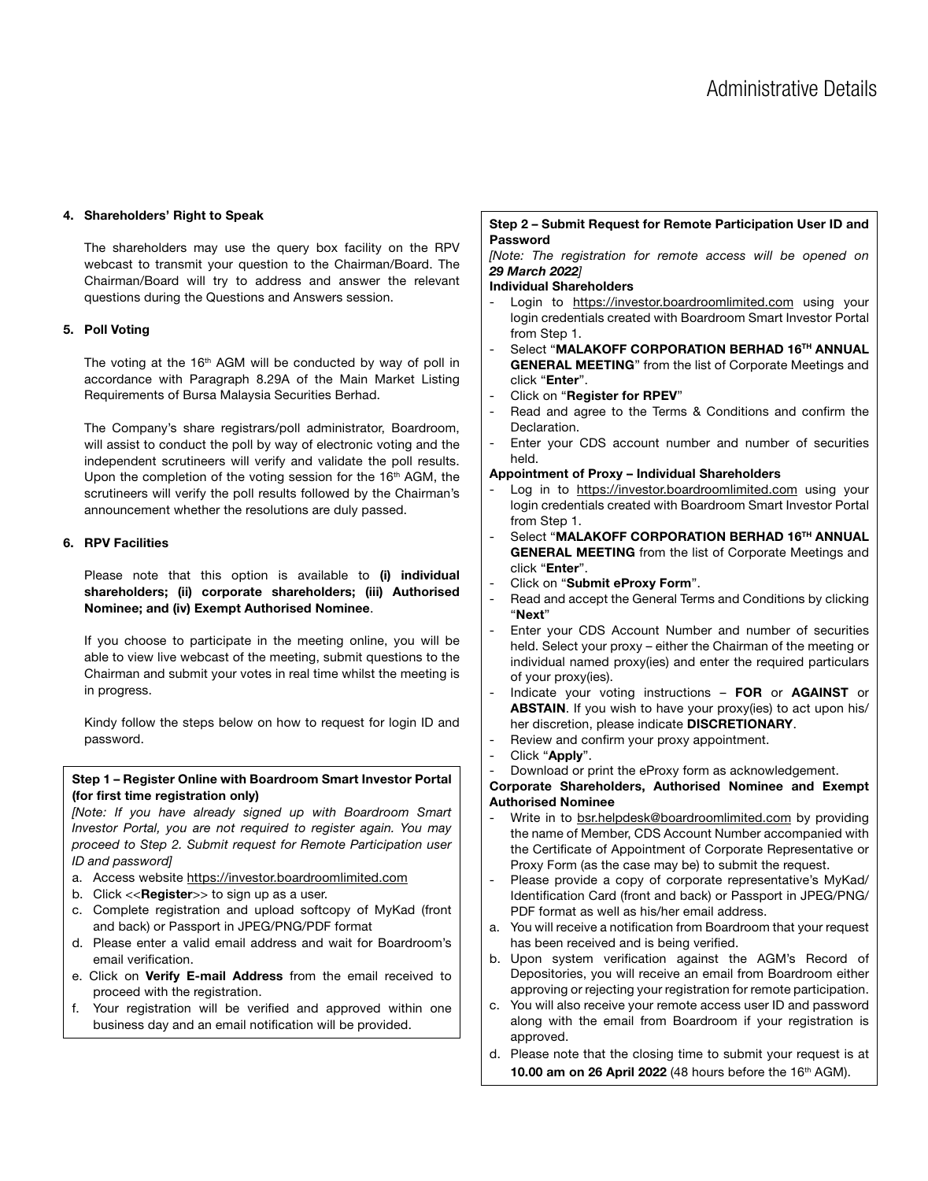**4. Shareholders' Right to Speak**

The shareholders may use the query box facility on the RPV webcast to transmit your question to the Chairman/Board. The Chairman/Board will try to address and answer the relevant questions during the Questions and Answers session.

**5. Poll Voting**

The voting at the 16th AGM will be conducted by way of poll in accordance with Paragraph 8.29A of the Main Market Listing Requirements of Bursa Malaysia Securities Berhad.

The Company's share registrars/poll administrator, Boardroom, will assist to conduct the poll by way of electronic voting and the independent scrutineers will verify and validate the poll results. Upon the completion of the voting session for the 16th AGM, the scrutineers will verify the poll results followed by the Chairman's announcement whether the resolutions are duly passed.

**6. RPV Facilities**

Please note that this option is available to **(i) individual shareholders; (ii) corporate shareholders; (iii) Authorised Nominee; and (iv) Exempt Authorised Nominee**.

If you choose to participate in the meeting online, you will be able to view live webcast of the meeting, submit questions to the Chairman and submit your votes in real time whilst the meeting is in progress.

Kindy follow the steps below on how to request for login ID and password.

**Step 1 – Register Online with Boardroom Smart Investor Portal (for first time registration only)**

*[Note: If you have already signed up with Boardroom Smart Investor Portal, you are not required to register again. You may proceed to Step 2. Submit request for Remote Participation user ID and password]*

a. Access website https://investor.boardroomlimited.com
b. Click <<**Register**>> to sign up as a user.
c. Complete registration and upload softcopy of MyKad (front and back) or Passport in JPEG/PNG/PDF format
d. Please enter a valid email address and wait for Boardroom's email verification.
e. Click on **Verify E-mail Address** from the email received to proceed with the registration.
f. Your registration will be verified and approved within one business day and an email notification will be provided.

**Step 2 – Submit Request for Remote Participation User ID and Password**

*[Note: The registration for remote access will be opened on **29 March 2022**]*

**Individual Shareholders**

- Login to https://investor.boardroomlimited.com using your login credentials created with Boardroom Smart Investor Portal from Step 1.
- Select "**MALAKOFF CORPORATION BERHAD 16TH ANNUAL GENERAL MEETING**" from the list of Corporate Meetings and click "**Enter**".
- Click on "**Register for RPEV**"
- Read and agree to the Terms & Conditions and confirm the Declaration.
- Enter your CDS account number and number of securities held.

**Appointment of Proxy – Individual Shareholders**

- Log in to https://investor.boardroomlimited.com using your login credentials created with Boardroom Smart Investor Portal from Step 1.
- Select "**MALAKOFF CORPORATION BERHAD 16TH ANNUAL GENERAL MEETING** from the list of Corporate Meetings and click "**Enter**".
- Click on "**Submit eProxy Form**".
- Read and accept the General Terms and Conditions by clicking "**Next**"
- Enter your CDS Account Number and number of securities held. Select your proxy – either the Chairman of the meeting or individual named proxy(ies) and enter the required particulars of your proxy(ies).
- Indicate your voting instructions – **FOR** or **AGAINST** or **ABSTAIN**. If you wish to have your proxy(ies) to act upon his/her discretion, please indicate **DISCRETIONARY**.
- Review and confirm your proxy appointment.
- Click "**Apply**".
- Download or print the eProxy form as acknowledgement.

**Corporate Shareholders, Authorised Nominee and Exempt Authorised Nominee**

- Write in to bsr.helpdesk@boardroomlimited.com by providing the name of Member, CDS Account Number accompanied with the Certificate of Appointment of Corporate Representative or Proxy Form (as the case may be) to submit the request.
- Please provide a copy of corporate representative's MyKad/Identification Card (front and back) or Passport in JPEG/PNG/PDF format as well as his/her email address.

a. You will receive a notification from Boardroom that your request has been received and is being verified.
b. Upon system verification against the AGM's Record of Depositories, you will receive an email from Boardroom either approving or rejecting your registration for remote participation.
c. You will also receive your remote access user ID and password along with the email from Boardroom if your registration is approved.
d. Please note that the closing time to submit your request is at **10.00 am on 26 April 2022** (48 hours before the 16th AGM).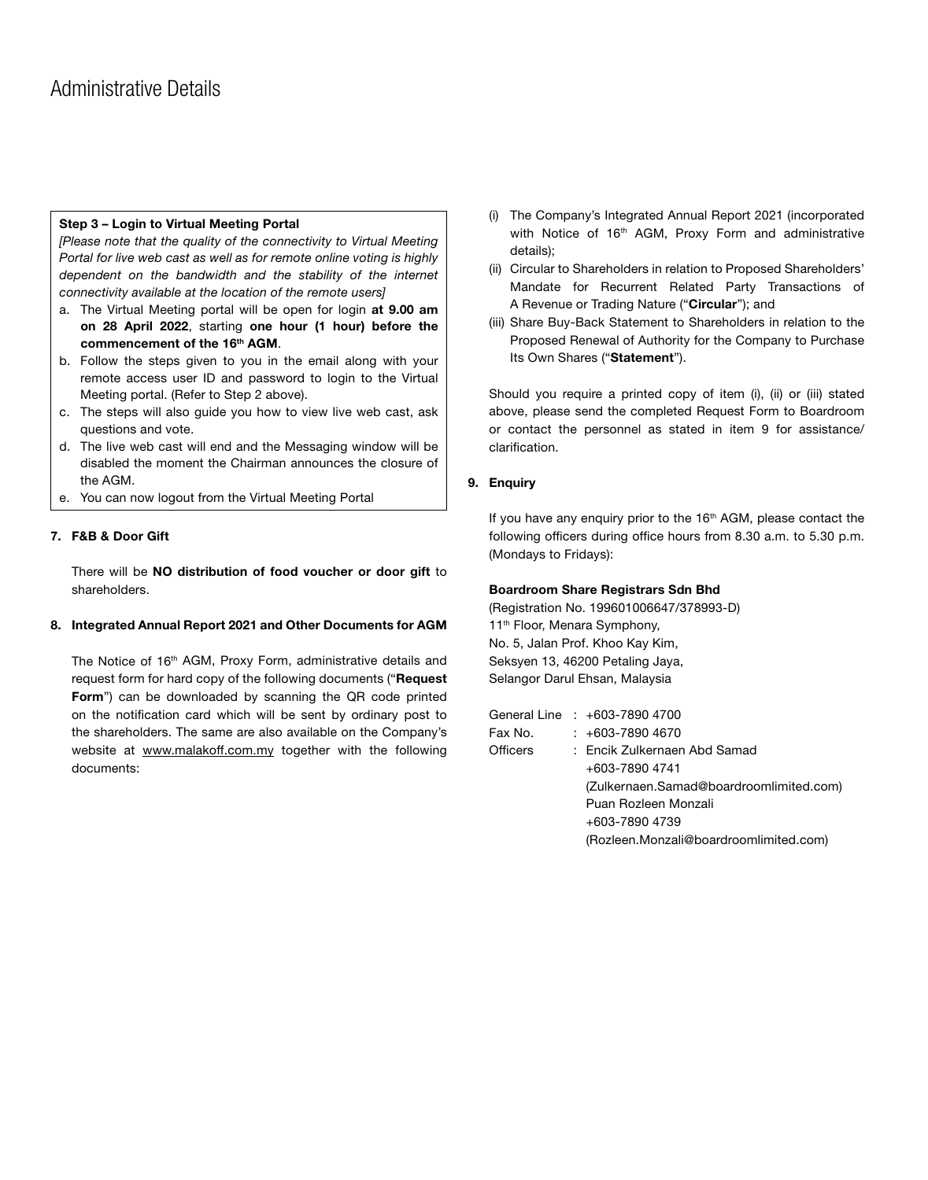# Administrative Details

**Step 3 – Login to Virtual Meeting Portal**

*[Please note that the quality of the connectivity to Virtual Meeting Portal for live web cast as well as for remote online voting is highly dependent on the bandwidth and the stability of the internet connectivity available at the location of the remote users]*

a. The Virtual Meeting portal will be open for login **at 9.00 am on 28 April 2022**, starting **one hour (1 hour) before the commencement of the 16th AGM**.
b. Follow the steps given to you in the email along with your remote access user ID and password to login to the Virtual Meeting portal. (Refer to Step 2 above).
c. The steps will also guide you how to view live web cast, ask questions and vote.
d. The live web cast will end and the Messaging window will be disabled the moment the Chairman announces the closure of the AGM.
e. You can now logout from the Virtual Meeting Portal

**7. F&B & Door Gift**

There will be **NO distribution of food voucher or door gift** to shareholders.

**8. Integrated Annual Report 2021 and Other Documents for AGM**

The Notice of 16th AGM, Proxy Form, administrative details and request form for hard copy of the following documents ("**Request Form**") can be downloaded by scanning the QR code printed on the notification card which will be sent by ordinary post to the shareholders. The same are also available on the Company's website at www.malakoff.com.my together with the following documents:

(i) The Company's Integrated Annual Report 2021 (incorporated with Notice of 16th AGM, Proxy Form and administrative details);
(ii) Circular to Shareholders in relation to Proposed Shareholders' Mandate for Recurrent Related Party Transactions of A Revenue or Trading Nature ("**Circular**"); and
(iii) Share Buy-Back Statement to Shareholders in relation to the Proposed Renewal of Authority for the Company to Purchase Its Own Shares ("**Statement**").

Should you require a printed copy of item (i), (ii) or (iii) stated above, please send the completed Request Form to Boardroom or contact the personnel as stated in item 9 for assistance/ clarification.

**9. Enquiry**

If you have any enquiry prior to the 16th AGM, please contact the following officers during office hours from 8.30 a.m. to 5.30 p.m. (Mondays to Fridays):

**Boardroom Share Registrars Sdn Bhd**
(Registration No. 199601006647/378993-D)
11th Floor, Menara Symphony,
No. 5, Jalan Prof. Khoo Kay Kim,
Seksyen 13, 46200 Petaling Jaya,
Selangor Darul Ehsan, Malaysia

| | |
|---|---|
| General Line | : +603-7890 4700 |
| Fax No. | : +603-7890 4670 |
| Officers | : Encik Zulkernaen Abd Samad<br>+603-7890 4741<br>(Zulkernaen.Samad@boardroomlimited.com)<br>Puan Rozleen Monzali<br>+603-7890 4739<br>(Rozleen.Monzali@boardroomlimited.com) |